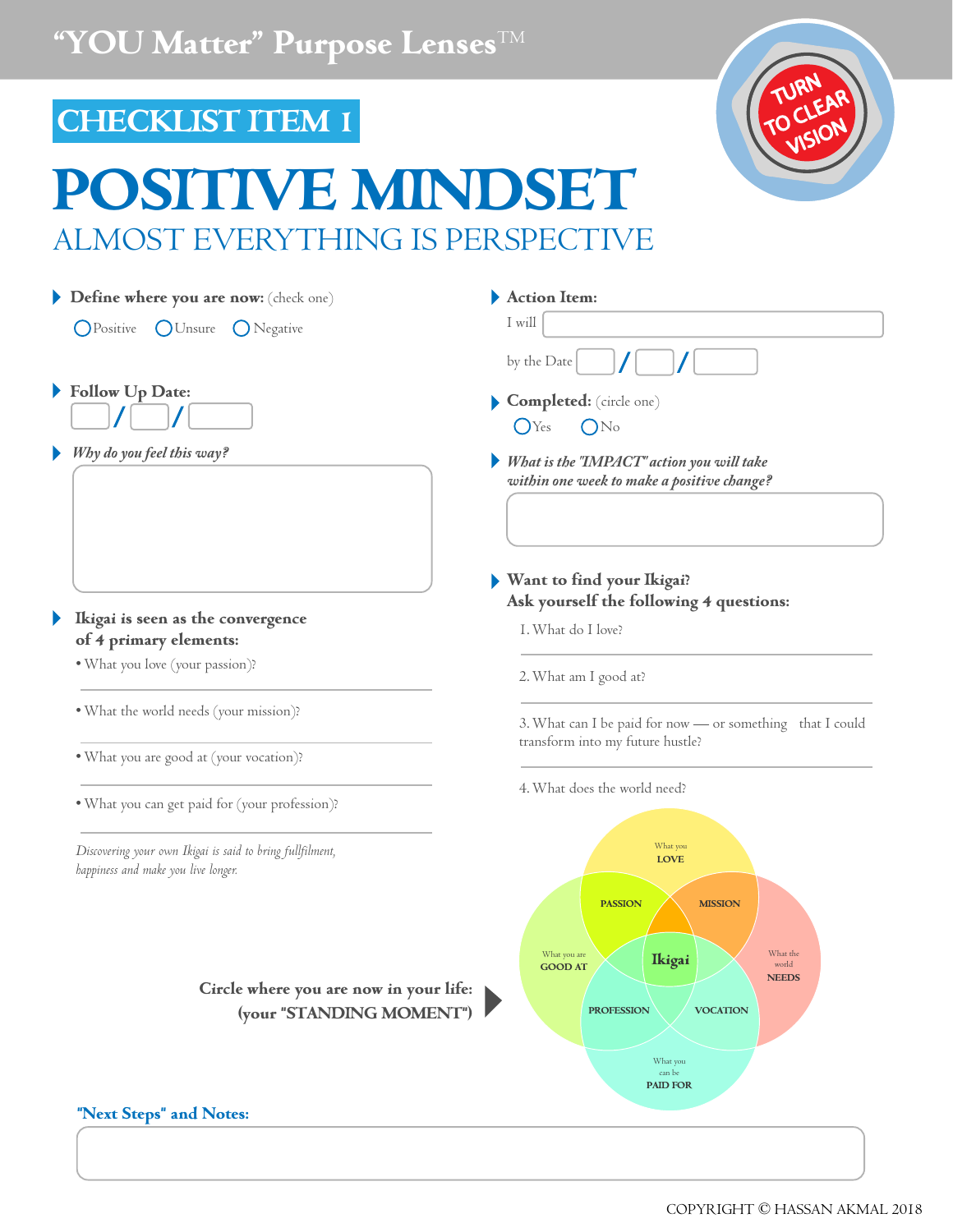“YOU Matter” Purpose Lenses™

TURN TO CLEAR VISION

## CHECKLIST ITEM 1

# POSITIVE MINDSET

## ALMOST EVERYTHING IS PERSPECTIVE

**Define where you are now:** (check one)

○ Positive ○ Unsure ○ Negative

**Follow Up Date:**

___ / ___ / ___

***Why do you feel this way?***

**Ikigai is seen as the convergence of 4 primary elements:**

- What you love (your passion)?
- What the world needs (your mission)?
- What you are good at (your vocation)?
- What you can get paid for (your profession)?

*Discovering your own Ikigai is said to bring fullfilment, happiness and make you live longer.*

**Action Item:**

I will ___

by the Date ___ / ___ / ___

**Completed:** (circle one)

○ Yes ○ No

***What is the "IMPACT" action you will take within one week to make a positive change?***

**Want to find your Ikigai?**
**Ask yourself the following 4 questions:**

1. What do I love?
2. What am I good at?
3. What can I be paid for now — or something that I could transform into my future hustle?
4. What does the world need?

What you LOVE

PASSION

MISSION

What you are GOOD AT

Ikigai

What the world NEEDS

PROFESSION

VOCATION

What you can be PAID FOR

**Circle where you are now in your life: (your "STANDING MOMENT")**

**"Next Steps" and Notes:**

COPYRIGHT © HASSAN AKMAL 2018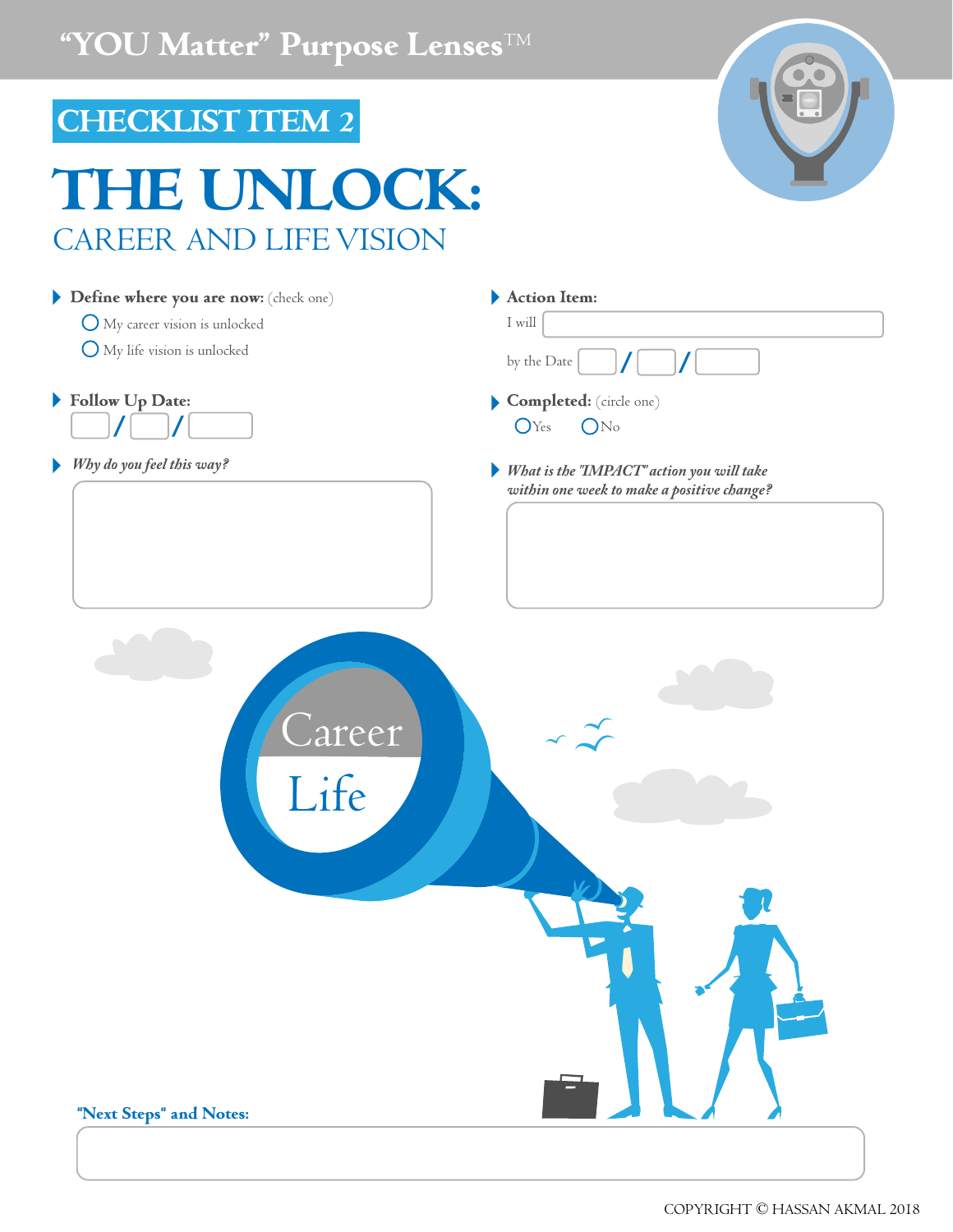"YOU Matter" Purpose Lenses™

## CHECKLIST ITEM 2

# THE UNLOCK:

## CAREER AND LIFE VISION

**Define where you are now:** (check one)

- ◯ My career vision is unlocked
- ◯ My life vision is unlocked

**Follow Up Date:**

___ / ___ / ___

***Why do you feel this way?***

**Action Item:**

I will ___

by the Date ___ / ___ / ___

**Completed:** (circle one)

◯ Yes ◯ No

***What is the "IMPACT" action you will take within one week to make a positive change?***

Career

Life

**"Next Steps" and Notes:**

COPYRIGHT © HASSAN AKMAL 2018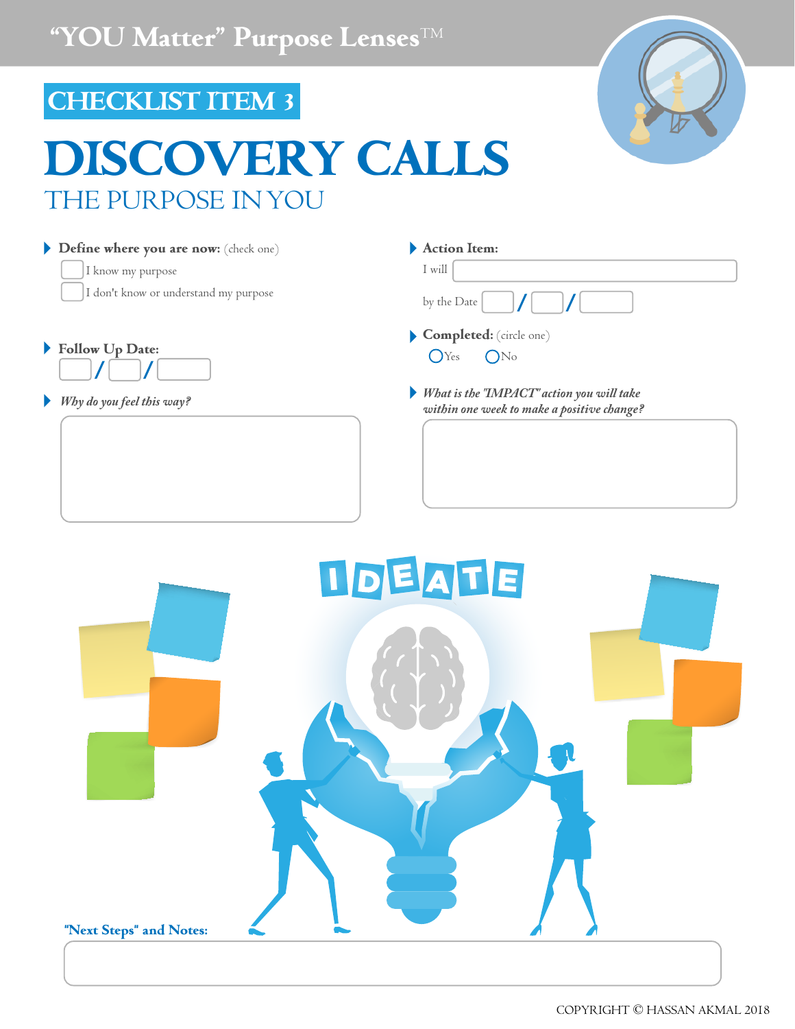# "YOU Matter" Purpose Lenses™

## CHECKLIST ITEM 3

# DISCOVERY CALLS

## THE PURPOSE IN YOU

**Define where you are now:** (check one)

- ☐ I know my purpose
- ☐ I don't know or understand my purpose

**Follow Up Date:**

___ / ___ / ___

***Why do you feel this way?***

**Action Item:**

I will ______________________

by the Date ___ / ___ / ___

**Completed:** (circle one)

○ Yes ○ No

***What is the "IMPACT" action you will take within one week to make a positive change?***

IDEATE

**"Next Steps" and Notes:**

COPYRIGHT © HASSAN AKMAL 2018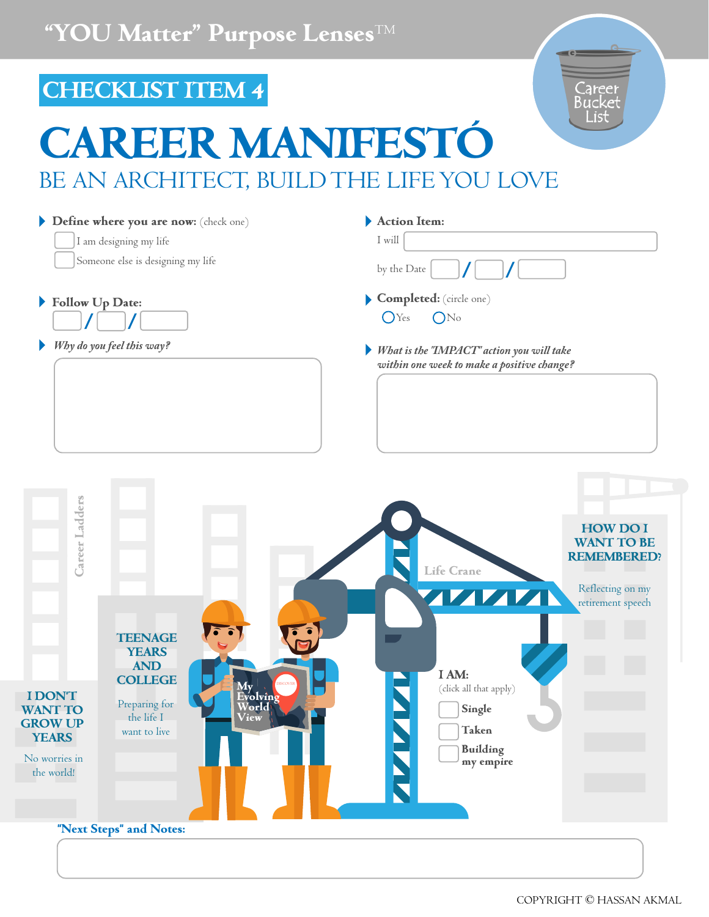“YOU Matter” Purpose Lenses™

## CHECKLIST ITEM 4

# CAREER MANIFESTÓ

## BE AN ARCHITECT, BUILD THE LIFE YOU LOVE

Career Bucket List

**Define where you are now:** (check one)

- [ ] I am designing my life
- [ ] Someone else is designing my life

**Follow Up Date:**

___ / ___ / ___

***Why do you feel this way?***

**Action Item:**

I will ______________________

by the Date ___ / ___ / ___

**Completed:** (circle one)

○ Yes ○ No

***What is the "IMPACT" action you will take within one week to make a positive change?***

Career Ladders

**I DON'T WANT TO GROW UP YEARS**

No worries in the world!

**TEENAGE YEARS AND COLLEGE**

Preparing for the life I want to live

My Evolving World View

DISCOVER

Life Crane

**I AM:**

(click all that apply)

- [ ] **Single**
- [ ] **Taken**
- [ ] **Building my empire**

**HOW DO I WANT TO BE REMEMBERED?**

Reflecting on my retirement speech

**"Next Steps" and Notes:**

COPYRIGHT © HASSAN AKMAL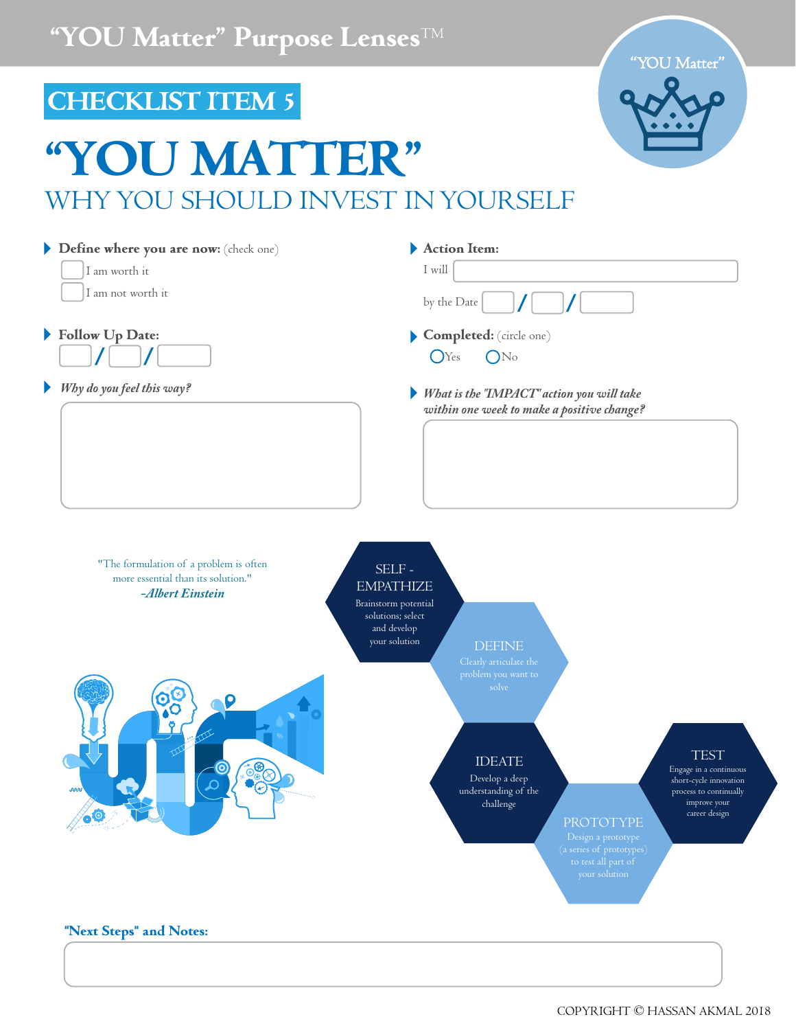# "YOU Matter" Purpose Lenses™

"YOU Matter"

## CHECKLIST ITEM 5

# "YOU MATTER"

## WHY YOU SHOULD INVEST IN YOURSELF

**Define where you are now:** (check one)

- ☐ I am worth it
- ☐ I am not worth it

**Follow Up Date:** \_\_\_ / \_\_\_ / \_\_\_

***Why do you feel this way?***

**Action Item:**

I will \_\_\_\_\_\_\_\_\_\_

by the Date \_\_\_ / \_\_\_ / \_\_\_

**Completed:** (circle one)

○ Yes ○ No

***What is the "IMPACT" action you will take within one week to make a positive change?***

"The formulation of a problem is often more essential than its solution."
*-Albert Einstein*

**SELF - EMPATHIZE**
Brainstorm potential solutions; select and develop your solution

**DEFINE**
Clearly articulate the problem you want to solve

**IDEATE**
Develop a deep understanding of the challenge

**PROTOTYPE**
Design a prototype (a series of prototypes) to test all part of your solution

**TEST**
Engage in a continuous short-cycle innovation process to continually improve your career design

**"Next Steps" and Notes:**

COPYRIGHT © HASSAN AKMAL 2018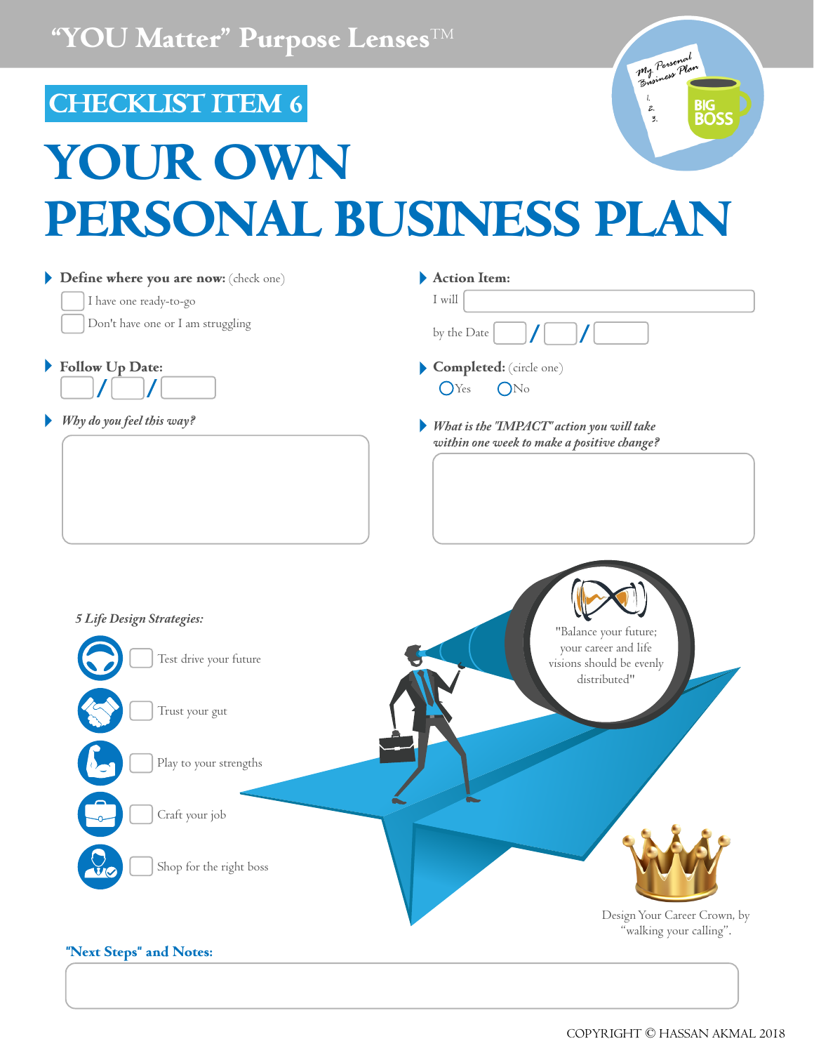"YOU Matter" Purpose Lenses™

## CHECKLIST ITEM 6

# YOUR OWN PERSONAL BUSINESS PLAN

**Define where you are now:** (check one)

- ☐ I have one ready-to-go
- ☐ Don't have one or I am struggling

**Follow Up Date:** ___ / ___ / ___

***Why do you feel this way?***

**Action Item:**

I will ______________________

by the Date ___ / ___ / ___

**Completed:** (circle one)

○ Yes ○ No

***What is the "IMPACT" action you will take within one week to make a positive change?***

***5 Life Design Strategies:***

- ☐ Test drive your future
- ☐ Trust your gut
- ☐ Play to your strengths
- ☐ Craft your job
- ☐ Shop for the right boss

"Balance your future; your career and life visions should be evenly distributed"

Design Your Career Crown, by "walking your calling".

**"Next Steps" and Notes:**

COPYRIGHT © HASSAN AKMAL 2018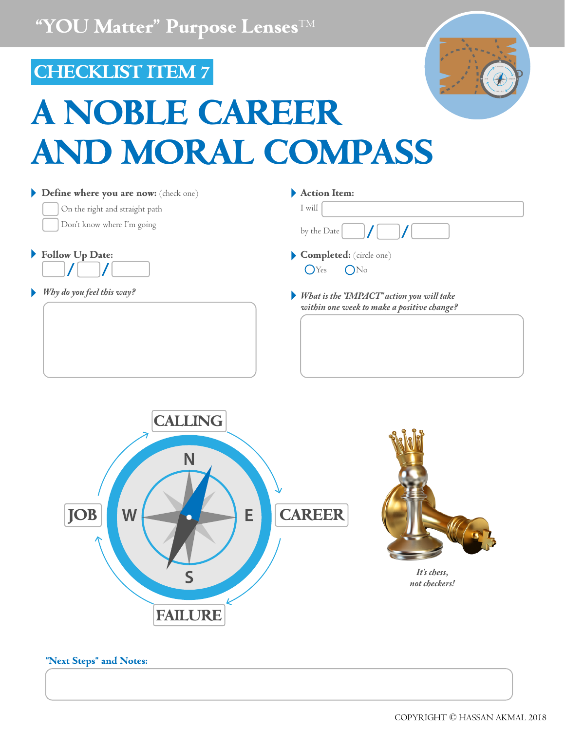“YOU Matter” Purpose Lenses™

## CHECKLIST ITEM 7

# A NOBLE CAREER AND MORAL COMPASS

**Define where you are now:** (check one)

- ☐ On the right and straight path
- ☐ Don’t know where I’m going

**Follow Up Date:** ___ / ___ / ___

*Why do you feel this way?*

**Action Item:**

I will ____________________

by the Date ___ / ___ / ___

**Completed:** (circle one)

◯ Yes ◯ No

*What is the "IMPACT" action you will take within one week to make a positive change?*

CALLING

N

JOB W E CAREER

S

FAILURE

*It's chess, not checkers!*

**"Next Steps" and Notes:**

COPYRIGHT © HASSAN AKMAL 2018